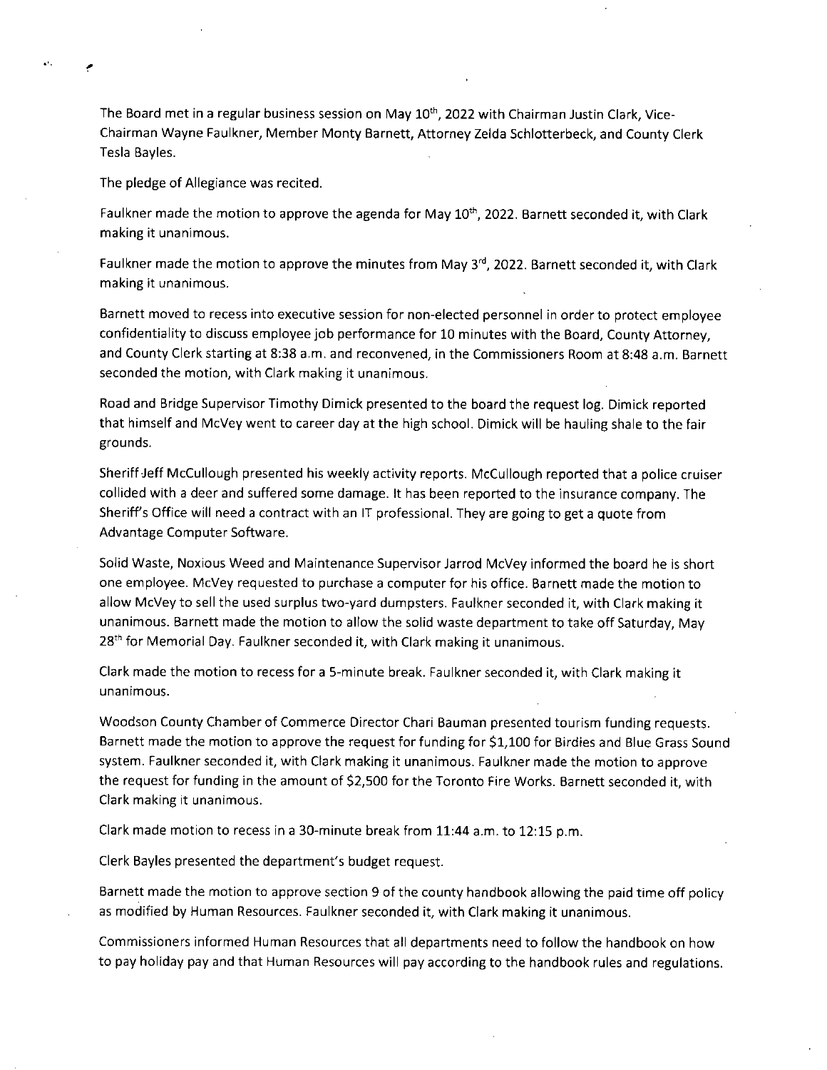The Board met in a regular business session on May 10th, 2022 with Chairman Justin Clark, Vice-Chairman Wayne Faulkner, Member Monty Barnett, Attorney Zelda Schlotterbeck, and County Clerk Tesla Bayles.

The pledge of Allegiance was recited.

Faulkner made the motion to approve the agenda for May 10th, 2022. Barnett seconded it, with Clark making it unanimous.

Faulkner made the motion to approve the minutes from May 3rd, 2022. Barnett seconded it, with Clark making it unanimous.

Barnett moved to recess into executive session for non-elected personnel in order to protect employee confidentiality to discuss employee job performance for 10 minutes with the Board, County Attorney, and County Clerk starting at 8:38 a.m. and reconvened, in the Commissioners Room at 8:48 a.m. Barnett seconded the motion, with Clark making it unanimous.

Road and Bridge Supervisor Timothy Dimick presented to the board the request log. Dimick reported that himself and McVey went to career day at the high school. Dimick will be hauling shale to the fair grounds.

Sheriff Jeff McCullough presented his weekly activity reports. McCullough reported that a police cruiser collided with a deer and suffered some damage. It has been reported to the insurance company. The Sheriff's Office will need a contract with an IT professional. They are going to get a quote from Advantage Computer Software.

Solid Waste, Noxious Weed and Maintenance Supervisor Jarrod McVey informed the board he is short one employee. McVey requested to purchase a computer for his office. Barnett made the motion to allow McVey to sell the used surplus two-yard dumpsters. Faulkner seconded it, with Clark making it unanimous. Barnett made the motion to allow the solid waste department to take off Saturday, May 28th for Memorial Day. Faulkner seconded it, with Clark making it unanimous.

Clark made the motion to recess for a 5-minute break. Faulkner seconded it, with Clark making it unanimous.

Woodson County Chamber of Commerce Director Chari Bauman presented tourism funding requests. Barnett made the motion to approve the request for funding for $1,100 for Birdies and Blue Grass Sound system. Faulkner seconded it, with Clark making it unanimous. Faulkner made the motion to approve the request for funding in the amount of $2,500 for the Toronto Fire Works. Barnett seconded it, with Clark making it unanimous.

Clark made motion to recess in a 30-minute break from 11:44 a.m. to 12:15 p.m.

Clerk Bayles presented the department's budget request.

Barnett made the motion to approve section 9 of the county handbook allowing the paid time off policy as modified by Human Resources. Faulkner seconded it, with Clark making it unanimous.

Commissioners informed Human Resources that all departments need to follow the handbook on how to pay holiday pay and that Human Resources will pay according to the handbook rules and regulations.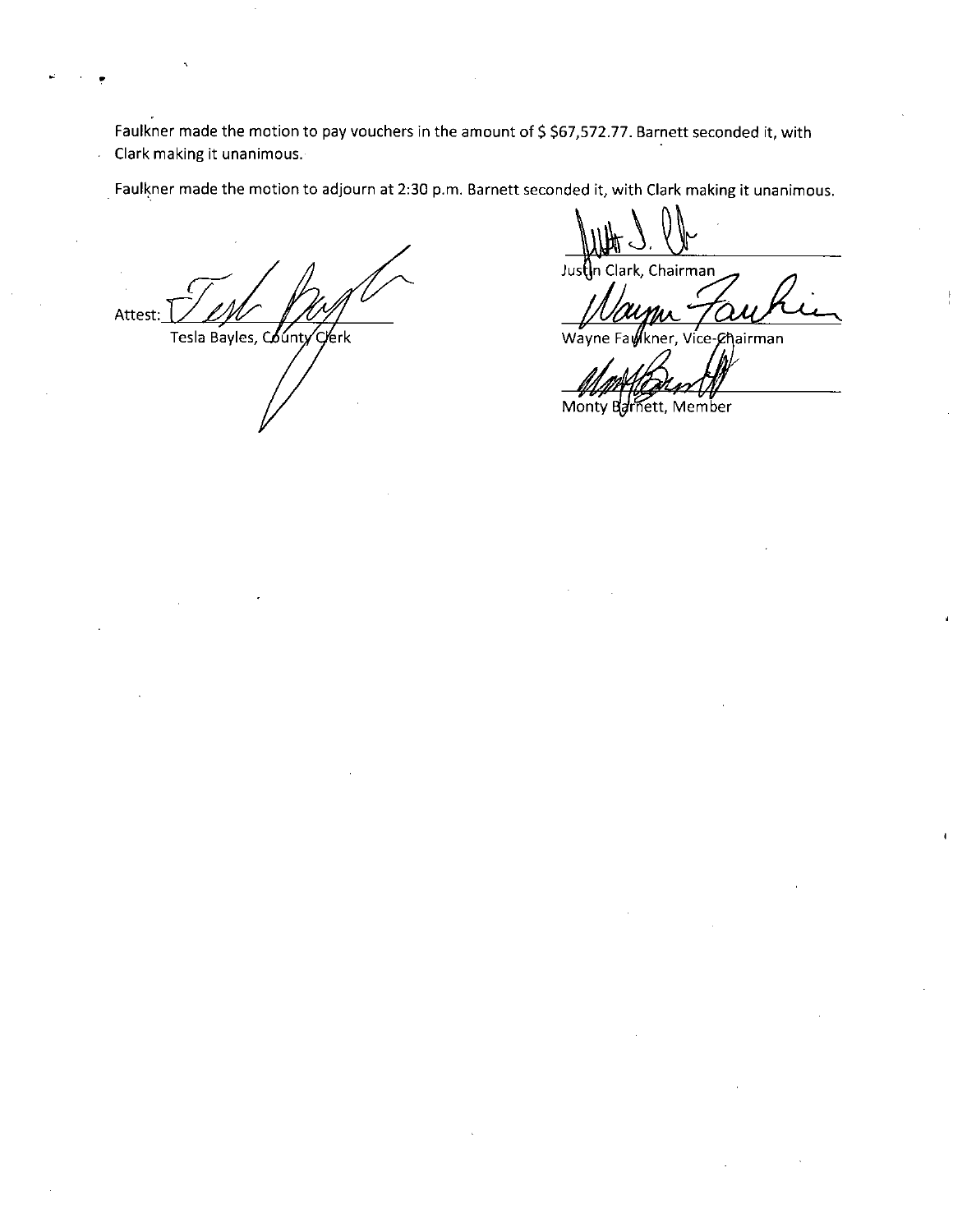Faulkner made the motion to pay vouchers in the amount of $ $67,572.77. Barnett seconded it, with Clark making it unanimous.

Faulkner made the motion to adjourn at 2:30 p.m. Barnett seconded it, with Clark making it unanimous.

Attest: ______________________
Tesla Bayles, County Clerk

______________________
Justin Clark, Chairman

______________________
Wayne Faulkner, Vice-Chairman

______________________
Monty Barnett, Member